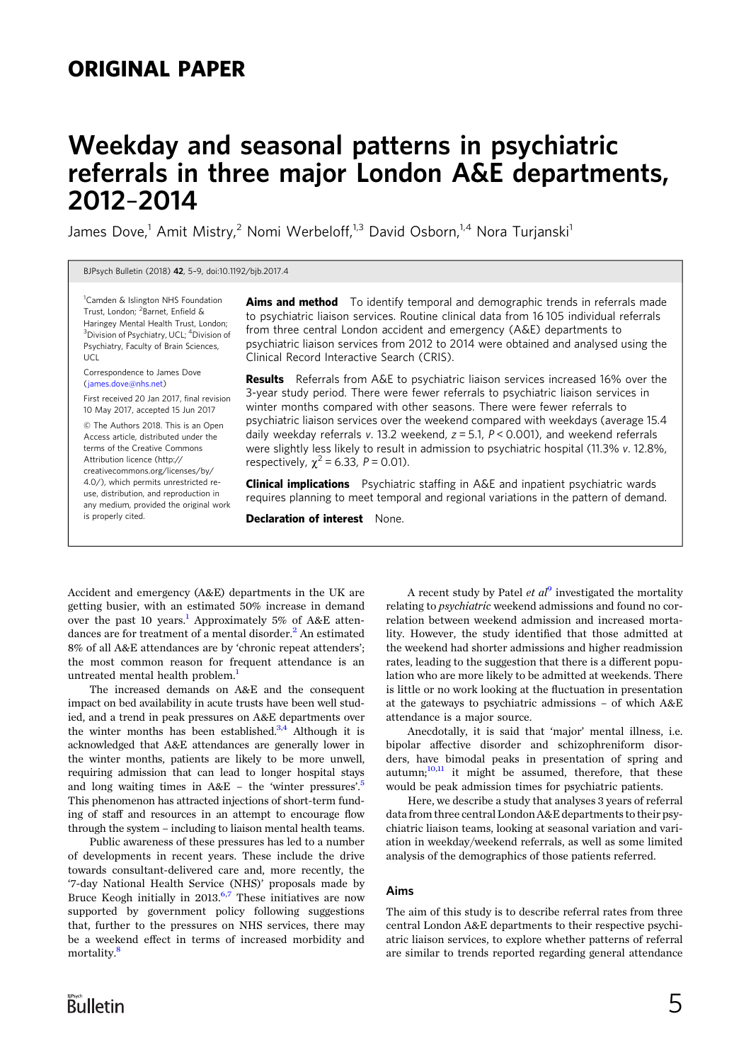ORIGINAL PAPER

# Weekday and seasonal patterns in psychiatric referrals in three major London A&E departments, 2012–2014

James Dove,[1] Amit Mistry,[2] Nomi Werbeloff,[1,3] David Osborn,[1,4] Nora Turjanski[1]

BJPsych Bulletin (2018) 42, 5–9, doi:10.1192/bjb.2017.4

[1]Camden & Islington NHS Foundation Trust, London; [2]Barnet, Enfield & Haringey Mental Health Trust, London; [3]Division of Psychiatry, UCL; [4]Division of Psychiatry, Faculty of Brain Sciences, UCL

Correspondence to James Dove (james.dove@nhs.net)

First received 20 Jan 2017, final revision 10 May 2017, accepted 15 Jun 2017

© The Authors 2018. This is an Open Access article, distributed under the terms of the Creative Commons Attribution licence (http://creativecommons.org/licenses/by/4.0/), which permits unrestricted re-use, distribution, and reproduction in any medium, provided the original work is properly cited.

**Aims and method** To identify temporal and demographic trends in referrals made to psychiatric liaison services. Routine clinical data from 16 105 individual referrals from three central London accident and emergency (A&E) departments to psychiatric liaison services from 2012 to 2014 were obtained and analysed using the Clinical Record Interactive Search (CRIS).

**Results** Referrals from A&E to psychiatric liaison services increased 16% over the 3-year study period. There were fewer referrals to psychiatric liaison services in winter months compared with other seasons. There were fewer referrals to psychiatric liaison services over the weekend compared with weekdays (average 15.4 daily weekday referrals *v*. 13.2 weekend, $z = 5.1$, $P < 0.001$), and weekend referrals were slightly less likely to result in admission to psychiatric hospital (11.3% *v*. 12.8%, respectively, $\chi^2 = 6.33$, $P = 0.01$).

**Clinical implications** Psychiatric staffing in A&E and inpatient psychiatric wards requires planning to meet temporal and regional variations in the pattern of demand.

**Declaration of interest** None.

Accident and emergency (A&E) departments in the UK are getting busier, with an estimated 50% increase in demand over the past 10 years.[1] Approximately 5% of A&E attendances are for treatment of a mental disorder.[2] An estimated 8% of all A&E attendances are by 'chronic repeat attenders'; the most common reason for frequent attendance is an untreated mental health problem.[1]

The increased demands on A&E and the consequent impact on bed availability in acute trusts have been well studied, and a trend in peak pressures on A&E departments over the winter months has been established.[3,4] Although it is acknowledged that A&E attendances are generally lower in the winter months, patients are likely to be more unwell, requiring admission that can lead to longer hospital stays and long waiting times in A&E – the 'winter pressures'.[5] This phenomenon has attracted injections of short-term funding of staff and resources in an attempt to encourage flow through the system – including to liaison mental health teams.

Public awareness of these pressures has led to a number of developments in recent years. These include the drive towards consultant-delivered care and, more recently, the '7-day National Health Service (NHS)' proposals made by Bruce Keogh initially in 2013.[6,7] These initiatives are now supported by government policy following suggestions that, further to the pressures on NHS services, there may be a weekend effect in terms of increased morbidity and mortality.[8]

A recent study by Patel *et al*[9] investigated the mortality relating to *psychiatric* weekend admissions and found no correlation between weekend admission and increased mortality. However, the study identified that those admitted at the weekend had shorter admissions and higher readmission rates, leading to the suggestion that there is a different population who are more likely to be admitted at weekends. There is little or no work looking at the fluctuation in presentation at the gateways to psychiatric admissions – of which A&E attendance is a major source.

Anecdotally, it is said that 'major' mental illness, i.e. bipolar affective disorder and schizophreniform disorders, have bimodal peaks in presentation of spring and autumn;[10,11] it might be assumed, therefore, that these would be peak admission times for psychiatric patients.

Here, we describe a study that analyses 3 years of referral data from three central London A&E departments to their psychiatric liaison teams, looking at seasonal variation and variation in weekday/weekend referrals, as well as some limited analysis of the demographics of those patients referred.

## Aims

The aim of this study is to describe referral rates from three central London A&E departments to their respective psychiatric liaison services, to explore whether patterns of referral are similar to trends reported regarding general attendance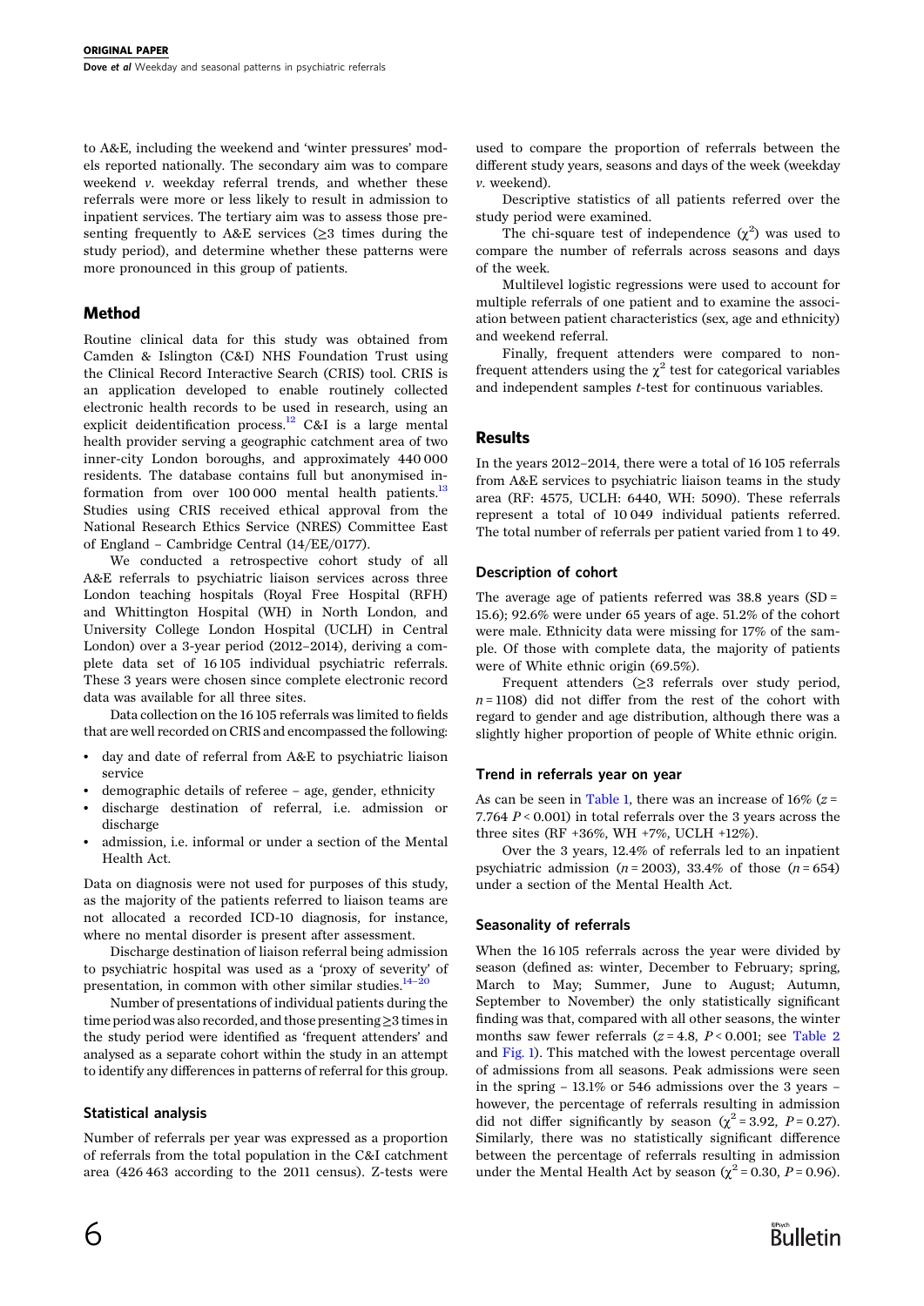to A&E, including the weekend and 'winter pressures' models reported nationally. The secondary aim was to compare weekend *v.* weekday referral trends, and whether these referrals were more or less likely to result in admission to inpatient services. The tertiary aim was to assess those presenting frequently to A&E services (≥3 times during the study period), and determine whether these patterns were more pronounced in this group of patients.

## Method

Routine clinical data for this study was obtained from Camden & Islington (C&I) NHS Foundation Trust using the Clinical Record Interactive Search (CRIS) tool. CRIS is an application developed to enable routinely collected electronic health records to be used in research, using an explicit deidentification process.[12] C&I is a large mental health provider serving a geographic catchment area of two inner-city London boroughs, and approximately 440 000 residents. The database contains full but anonymised information from over 100 000 mental health patients.[13] Studies using CRIS received ethical approval from the National Research Ethics Service (NRES) Committee East of England – Cambridge Central (14/EE/0177).

We conducted a retrospective cohort study of all A&E referrals to psychiatric liaison services across three London teaching hospitals (Royal Free Hospital (RFH) and Whittington Hospital (WH) in North London, and University College London Hospital (UCLH) in Central London) over a 3-year period (2012–2014), deriving a complete data set of 16 105 individual psychiatric referrals. These 3 years were chosen since complete electronic record data was available for all three sites.

Data collection on the 16 105 referrals was limited to fields that are well recorded on CRIS and encompassed the following:

- day and date of referral from A&E to psychiatric liaison service
- demographic details of referee – age, gender, ethnicity
- discharge destination of referral, i.e. admission or discharge
- admission, i.e. informal or under a section of the Mental Health Act.

Data on diagnosis were not used for purposes of this study, as the majority of the patients referred to liaison teams are not allocated a recorded ICD-10 diagnosis, for instance, where no mental disorder is present after assessment.

Discharge destination of liaison referral being admission to psychiatric hospital was used as a 'proxy of severity' of presentation, in common with other similar studies.[14–20]

Number of presentations of individual patients during the time period was also recorded, and those presenting ≥3 times in the study period were identified as 'frequent attenders' and analysed as a separate cohort within the study in an attempt to identify any differences in patterns of referral for this group.

### Statistical analysis

Number of referrals per year was expressed as a proportion of referrals from the total population in the C&I catchment area (426 463 according to the 2011 census). Z-tests were used to compare the proportion of referrals between the different study years, seasons and days of the week (weekday *v.* weekend).

Descriptive statistics of all patients referred over the study period were examined.

The chi-square test of independence ($\chi^2$) was used to compare the number of referrals across seasons and days of the week.

Multilevel logistic regressions were used to account for multiple referrals of one patient and to examine the association between patient characteristics (sex, age and ethnicity) and weekend referral.

Finally, frequent attenders were compared to non-frequent attenders using the $\chi^2$ test for categorical variables and independent samples *t*-test for continuous variables.

## Results

In the years 2012–2014, there were a total of 16 105 referrals from A&E services to psychiatric liaison teams in the study area (RF: 4575, UCLH: 6440, WH: 5090). These referrals represent a total of 10 049 individual patients referred. The total number of referrals per patient varied from 1 to 49.

### Description of cohort

The average age of patients referred was 38.8 years (SD = 15.6); 92.6% were under 65 years of age. 51.2% of the cohort were male. Ethnicity data were missing for 17% of the sample. Of those with complete data, the majority of patients were of White ethnic origin (69.5%).

Frequent attenders (≥3 referrals over study period, $n = 1108$) did not differ from the rest of the cohort with regard to gender and age distribution, although there was a slightly higher proportion of people of White ethnic origin.

### Trend in referrals year on year

As can be seen in Table 1, there was an increase of 16% ($z = 7.764$ $P < 0.001$) in total referrals over the 3 years across the three sites (RF +36%, WH +7%, UCLH +12%).

Over the 3 years, 12.4% of referrals led to an inpatient psychiatric admission ($n = 2003$), 33.4% of those ($n = 654$) under a section of the Mental Health Act.

### Seasonality of referrals

When the 16 105 referrals across the year were divided by season (defined as: winter, December to February; spring, March to May; Summer, June to August; Autumn, September to November) the only statistically significant finding was that, compared with all other seasons, the winter months saw fewer referrals ($z = 4.8$, $P < 0.001$; see Table 2 and Fig. 1). This matched with the lowest percentage overall of admissions from all seasons. Peak admissions were seen in the spring – 13.1% or 546 admissions over the 3 years – however, the percentage of referrals resulting in admission did not differ significantly by season ($\chi^2 = 3.92$, $P = 0.27$). Similarly, there was no statistically significant difference between the percentage of referrals resulting in admission under the Mental Health Act by season ($\chi^2 = 0.30$, $P = 0.96$).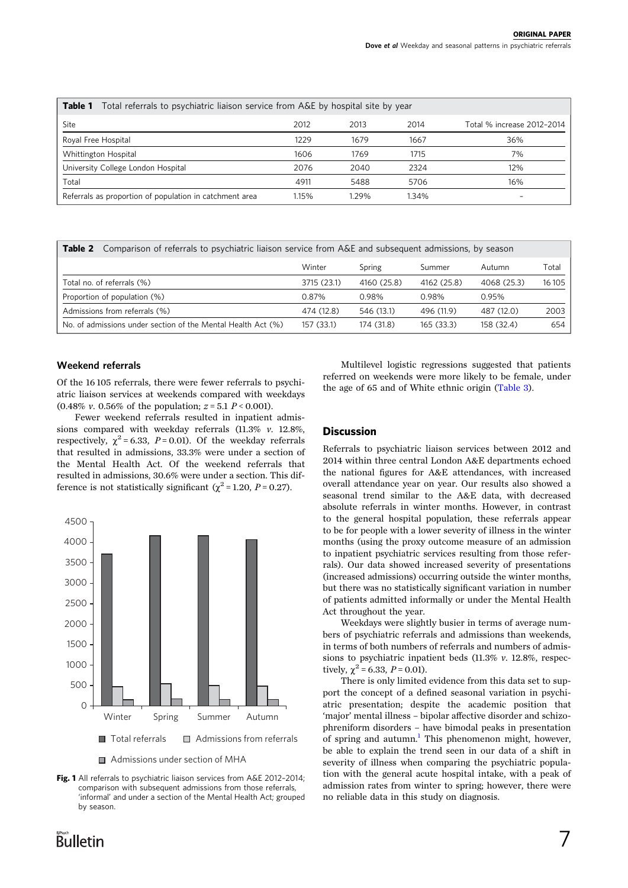**Table 1** Total referrals to psychiatric liaison service from A&E by hospital site by year

| Site | 2012 | 2013 | 2014 | Total % increase 2012–2014 |
|---|---|---|---|---|
| Royal Free Hospital | 1229 | 1679 | 1667 | 36% |
| Whittington Hospital | 1606 | 1769 | 1715 | 7% |
| University College London Hospital | 2076 | 2040 | 2324 | 12% |
| Total | 4911 | 5488 | 5706 | 16% |
| Referrals as proportion of population in catchment area | 1.15% | 1.29% | 1.34% | – |

**Table 2** Comparison of referrals to psychiatric liaison service from A&E and subsequent admissions, by season

| | Winter | Spring | Summer | Autumn | Total |
|---|---|---|---|---|---|
| Total no. of referrals (%) | 3715 (23.1) | 4160 (25.8) | 4162 (25.8) | 4068 (25.3) | 16 105 |
| Proportion of population (%) | 0.87% | 0.98% | 0.98% | 0.95% | |
| Admissions from referrals (%) | 474 (12.8) | 546 (13.1) | 496 (11.9) | 487 (12.0) | 2003 |
| No. of admissions under section of the Mental Health Act (%) | 157 (33.1) | 174 (31.8) | 165 (33.3) | 158 (32.4) | 654 |

### Weekend referrals

Of the 16 105 referrals, there were fewer referrals to psychiatric liaison services at weekends compared with weekdays (0.48% *v.* 0.56% of the population; $z = 5.1$ $P < 0.001$).

Fewer weekend referrals resulted in inpatient admissions compared with weekday referrals (11.3% *v.* 12.8%, respectively, $\chi^2 = 6.33$, $P = 0.01$). Of the weekday referrals that resulted in admissions, 33.3% were under a section of the Mental Health Act. Of the weekend referrals that resulted in admissions, 30.6% were under a section. This difference is not statistically significant ($\chi^2 = 1.20$, $P = 0.27$).

**Fig. 1** All referrals to psychiatric liaison services from A&E 2012–2014; comparison with subsequent admissions from those referrals, 'informal' and under a section of the Mental Health Act; grouped by season.

Multilevel logistic regressions suggested that patients referred on weekends were more likely to be female, under the age of 65 and of White ethnic origin (Table 3).

## Discussion

Referrals to psychiatric liaison services between 2012 and 2014 within three central London A&E departments echoed the national figures for A&E attendances, with increased overall attendance year on year. Our results also showed a seasonal trend similar to the A&E data, with decreased absolute referrals in winter months. However, in contrast to the general hospital population, these referrals appear to be for people with a lower severity of illness in the winter months (using the proxy outcome measure of an admission to inpatient psychiatric services resulting from those referrals). Our data showed increased severity of presentations (increased admissions) occurring outside the winter months, but there was no statistically significant variation in number of patients admitted informally or under the Mental Health Act throughout the year.

Weekdays were slightly busier in terms of average numbers of psychiatric referrals and admissions than weekends, in terms of both numbers of referrals and numbers of admissions to psychiatric inpatient beds (11.3% *v.* 12.8%, respectively, $\chi^2 = 6.33$, $P = 0.01$).

There is only limited evidence from this data set to support the concept of a defined seasonal variation in psychiatric presentation; despite the academic position that 'major' mental illness – bipolar affective disorder and schizophreniform disorders – have bimodal peaks in presentation of spring and autumn.[1] This phenomenon might, however, be able to explain the trend seen in our data of a shift in severity of illness when comparing the psychiatric population with the general acute hospital intake, with a peak of admission rates from winter to spring; however, there were no reliable data in this study on diagnosis.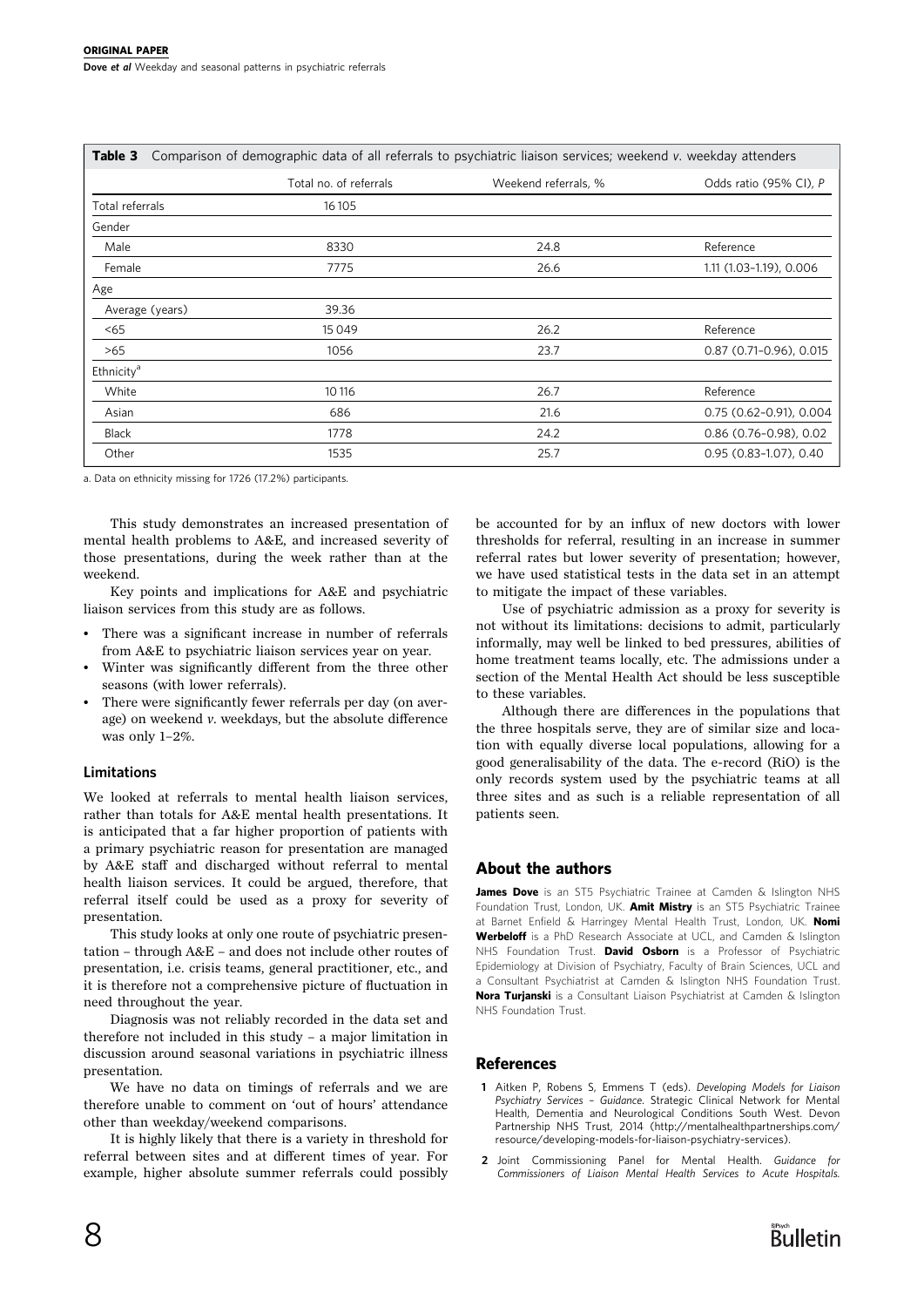**Table 3** Comparison of demographic data of all referrals to psychiatric liaison services; weekend *v.* weekday attenders

| | Total no. of referrals | Weekend referrals, % | Odds ratio (95% CI), *P* |
|---|---|---|---|
| Total referrals | 16 105 | | |
| Gender | | | |
| Male | 8330 | 24.8 | Reference |
| Female | 7775 | 26.6 | 1.11 (1.03–1.19), 0.006 |
| Age | | | |
| Average (years) | 39.36 | | |
| <65 | 15 049 | 26.2 | Reference |
| >65 | 1056 | 23.7 | 0.87 (0.71–0.96), 0.015 |
| Ethnicity[a] | | | |
| White | 10 116 | 26.7 | Reference |
| Asian | 686 | 21.6 | 0.75 (0.62–0.91), 0.004 |
| Black | 1778 | 24.2 | 0.86 (0.76–0.98), 0.02 |
| Other | 1535 | 25.7 | 0.95 (0.83–1.07), 0.40 |

a. Data on ethnicity missing for 1726 (17.2%) participants.

This study demonstrates an increased presentation of mental health problems to A&E, and increased severity of those presentations, during the week rather than at the weekend.

Key points and implications for A&E and psychiatric liaison services from this study are as follows.

- There was a significant increase in number of referrals from A&E to psychiatric liaison services year on year.
- Winter was significantly different from the three other seasons (with lower referrals).
- There were significantly fewer referrals per day (on average) on weekend *v.* weekdays, but the absolute difference was only 1–2%.

### Limitations

We looked at referrals to mental health liaison services, rather than totals for A&E mental health presentations. It is anticipated that a far higher proportion of patients with a primary psychiatric reason for presentation are managed by A&E staff and discharged without referral to mental health liaison services. It could be argued, therefore, that referral itself could be used as a proxy for severity of presentation.

This study looks at only one route of psychiatric presentation – through A&E – and does not include other routes of presentation, i.e. crisis teams, general practitioner, etc., and it is therefore not a comprehensive picture of fluctuation in need throughout the year.

Diagnosis was not reliably recorded in the data set and therefore not included in this study – a major limitation in discussion around seasonal variations in psychiatric illness presentation.

We have no data on timings of referrals and we are therefore unable to comment on 'out of hours' attendance other than weekday/weekend comparisons.

It is highly likely that there is a variety in threshold for referral between sites and at different times of year. For example, higher absolute summer referrals could possibly be accounted for by an influx of new doctors with lower thresholds for referral, resulting in an increase in summer referral rates but lower severity of presentation; however, we have used statistical tests in the data set in an attempt to mitigate the impact of these variables.

Use of psychiatric admission as a proxy for severity is not without its limitations: decisions to admit, particularly informally, may well be linked to bed pressures, abilities of home treatment teams locally, etc. The admissions under a section of the Mental Health Act should be less susceptible to these variables.

Although there are differences in the populations that the three hospitals serve, they are of similar size and location with equally diverse local populations, allowing for a good generalisability of the data. The e-record (RiO) is the only records system used by the psychiatric teams at all three sites and as such is a reliable representation of all patients seen.

## About the authors

**James Dove** is an ST5 Psychiatric Trainee at Camden & Islington NHS Foundation Trust, London, UK. **Amit Mistry** is an ST5 Psychiatric Trainee at Barnet Enfield & Harringey Mental Health Trust, London, UK. **Nomi Werbeloff** is a PhD Research Associate at UCL, and Camden & Islington NHS Foundation Trust. **David Osborn** is a Professor of Psychiatric Epidemiology at Division of Psychiatry, Faculty of Brain Sciences, UCL and a Consultant Psychiatrist at Camden & Islington NHS Foundation Trust. **Nora Turjanski** is a Consultant Liaison Psychiatrist at Camden & Islington NHS Foundation Trust.

## References

1 Aitken P, Robens S, Emmens T (eds). *Developing Models for Liaison Psychiatry Services – Guidance*. Strategic Clinical Network for Mental Health, Dementia and Neurological Conditions South West. Devon Partnership NHS Trust, 2014 (http://mentalhealthpartnerships.com/resource/developing-models-for-liaison-psychiatry-services).

2 Joint Commissioning Panel for Mental Health. *Guidance for Commissioners of Liaison Mental Health Services to Acute Hospitals.*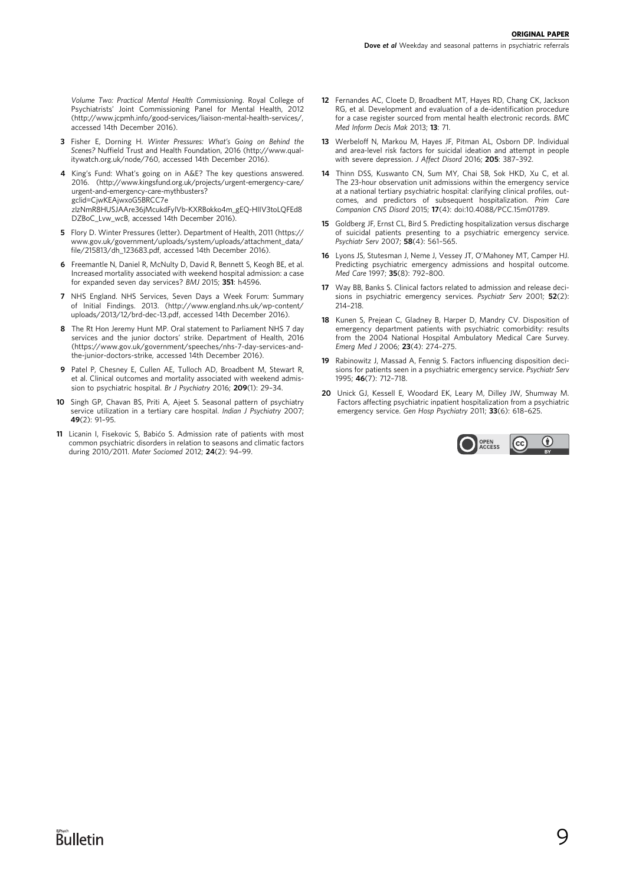*Volume Two: Practical Mental Health Commissioning*. Royal College of Psychiatrists' Joint Commissioning Panel for Mental Health, 2012 (http://www.jcpmh.info/good-services/liaison-mental-health-services/, accessed 14th December 2016).

**3** Fisher E, Dorning H. *Winter Pressures: What's Going on Behind the Scenes?* Nuffield Trust and Health Foundation, 2016 (http://www.qualitywatch.org.uk/node/760, accessed 14th December 2016).

**4** King's Fund: What's going on in A&E? The key questions answered. 2016. (http://www.kingsfund.org.uk/projects/urgent-emergency-care/urgent-and-emergency-care-mythbusters?gclid=CjwKEAjwxoG5BRCC7ezlzNmR8HUSJAAre36jMcukdFylVb-KXRBokko4m_gEQ-HIIV3toLQFEd8DZBoC_Lvw_wcB, accessed 14th December 2016).

**5** Flory D. Winter Pressures (letter). Department of Health, 2011 (https://www.gov.uk/government/uploads/system/uploads/attachment_data/file/215813/dh_123683.pdf, accessed 14th December 2016).

**6** Freemantle N, Daniel R, McNulty D, David R, Bennett S, Keogh BE, et al. Increased mortality associated with weekend hospital admission: a case for expanded seven day services? *BMJ* 2015; **351**: h4596.

**7** NHS England. NHS Services, Seven Days a Week Forum: Summary of Initial Findings. 2013. (http://www.england.nhs.uk/wp-content/uploads/2013/12/brd-dec-13.pdf, accessed 14th December 2016).

**8** The Rt Hon Jeremy Hunt MP. Oral statement to Parliament NHS 7 day services and the junior doctors' strike. Department of Health, 2016 (https://www.gov.uk/government/speeches/nhs-7-day-services-and-the-junior-doctors-strike, accessed 14th December 2016).

**9** Patel P, Chesney E, Cullen AE, Tulloch AD, Broadbent M, Stewart R, et al. Clinical outcomes and mortality associated with weekend admission to psychiatric hospital. *Br J Psychiatry* 2016; **209**(1): 29–34.

**10** Singh GP, Chavan BS, Priti A, Ajeet S. Seasonal pattern of psychiatry service utilization in a tertiary care hospital. *Indian J Psychiatry* 2007; **49**(2): 91–95.

**11** Licanin I, Fisekovic S, Babićo S. Admission rate of patients with most common psychiatric disorders in relation to seasons and climatic factors during 2010/2011. *Mater Sociomed* 2012; **24**(2): 94–99.

**12** Fernandes AC, Cloete D, Broadbent MT, Hayes RD, Chang CK, Jackson RG, et al. Development and evaluation of a de-identification procedure for a case register sourced from mental health electronic records. *BMC Med Inform Decis Mak* 2013; **13**: 71.

**13** Werbeloff N, Markou M, Hayes JF, Pitman AL, Osborn DP. Individual and area-level risk factors for suicidal ideation and attempt in people with severe depression. *J Affect Disord* 2016; **205**: 387–392.

**14** Thinn DSS, Kuswanto CN, Sum MY, Chai SB, Sok HKD, Xu C, et al. The 23-hour observation unit admissions within the emergency service at a national tertiary psychiatric hospital: clarifying clinical profiles, outcomes, and predictors of subsequent hospitalization. *Prim Care Companion CNS Disord* 2015; **17**(4): doi:10.4088/PCC.15m01789.

**15** Goldberg JF, Ernst CL, Bird S. Predicting hospitalization versus discharge of suicidal patients presenting to a psychiatric emergency service. *Psychiatr Serv* 2007; **58**(4): 561–565.

**16** Lyons JS, Stutesman J, Neme J, Vessey JT, O'Mahoney MT, Camper HJ. Predicting psychiatric emergency admissions and hospital outcome. *Med Care* 1997; **35**(8): 792–800.

**17** Way BB, Banks S. Clinical factors related to admission and release decisions in psychiatric emergency services. *Psychiatr Serv* 2001; **52**(2): 214–218.

**18** Kunen S, Prejean C, Gladney B, Harper D, Mandry CV. Disposition of emergency department patients with psychiatric comorbidity: results from the 2004 National Hospital Ambulatory Medical Care Survey. *Emerg Med J* 2006; **23**(4): 274–275.

**19** Rabinowitz J, Massad A, Fennig S. Factors influencing disposition decisions for patients seen in a psychiatric emergency service. *Psychiatr Serv* 1995; **46**(7): 712–718.

**20** Unick GJ, Kessell E, Woodard EK, Leary M, Dilley JW, Shumway M. Factors affecting psychiatric inpatient hospitalization from a psychiatric emergency service. *Gen Hosp Psychiatry* 2011; **33**(6): 618–625.